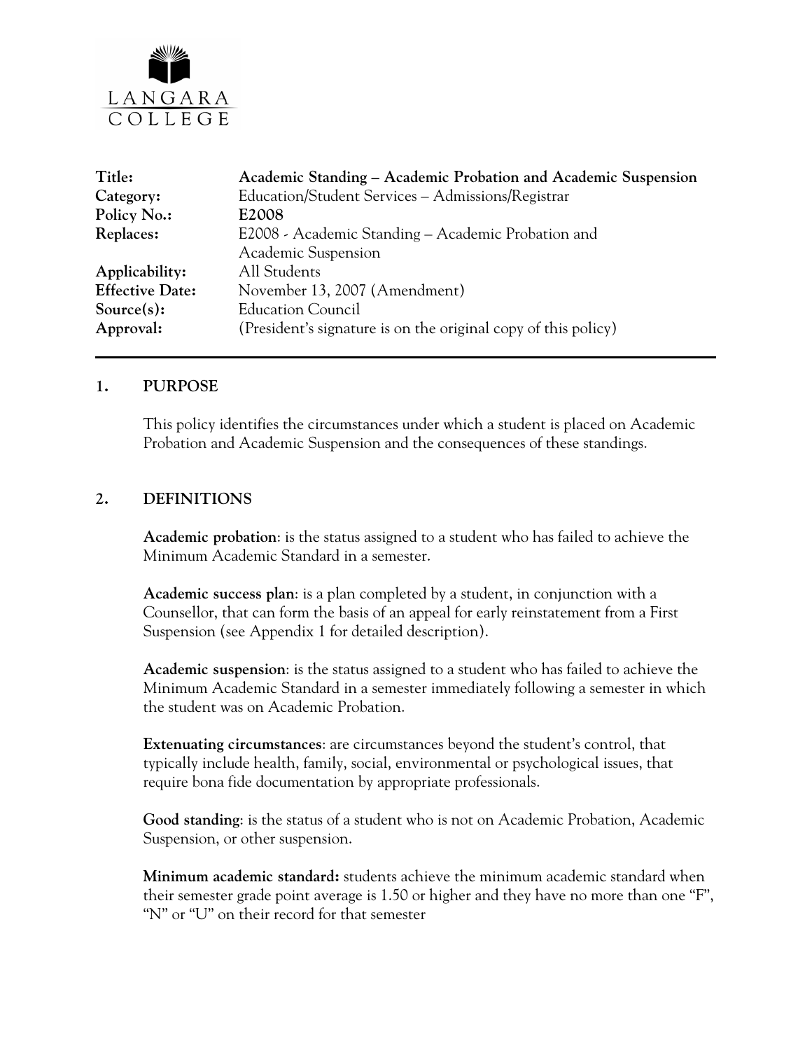LANGARA COLLEGE

| | |
|---|---|
| **Title:** | **Academic Standing – Academic Probation and Academic Suspension** |
| **Category:** | Education/Student Services – Admissions/Registrar |
| **Policy No.:** | **E2008** |
| **Replaces:** | E2008 - Academic Standing – Academic Probation and Academic Suspension |
| **Applicability:** | All Students |
| **Effective Date:** | November 13, 2007 (Amendment) |
| **Source(s):** | Education Council |
| **Approval:** | (President's signature is on the original copy of this policy) |

## 1. PURPOSE

This policy identifies the circumstances under which a student is placed on Academic Probation and Academic Suspension and the consequences of these standings.

## 2. DEFINITIONS

**Academic probation**: is the status assigned to a student who has failed to achieve the Minimum Academic Standard in a semester.

**Academic success plan**: is a plan completed by a student, in conjunction with a Counsellor, that can form the basis of an appeal for early reinstatement from a First Suspension (see Appendix 1 for detailed description).

**Academic suspension**: is the status assigned to a student who has failed to achieve the Minimum Academic Standard in a semester immediately following a semester in which the student was on Academic Probation.

**Extenuating circumstances**: are circumstances beyond the student's control, that typically include health, family, social, environmental or psychological issues, that require bona fide documentation by appropriate professionals.

**Good standing**: is the status of a student who is not on Academic Probation, Academic Suspension, or other suspension.

**Minimum academic standard:** students achieve the minimum academic standard when their semester grade point average is 1.50 or higher and they have no more than one "F", "N" or "U" on their record for that semester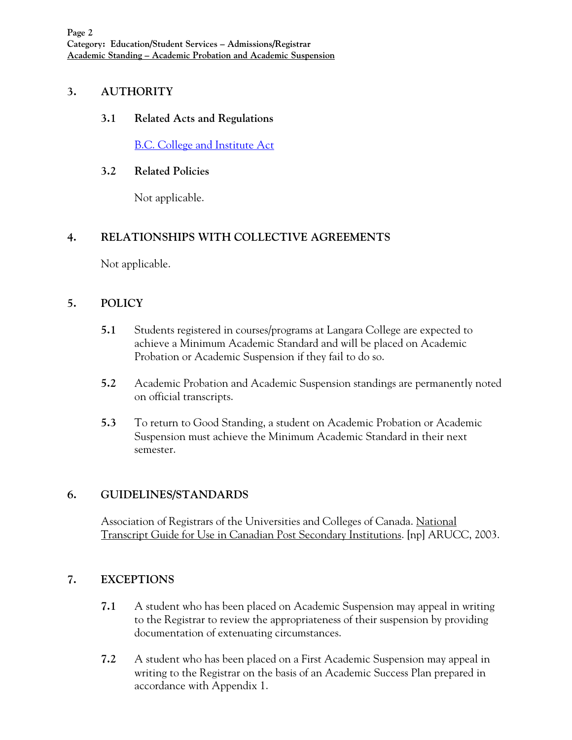## 3. AUTHORITY

### 3.1 Related Acts and Regulations

B.C. College and Institute Act

### 3.2 Related Policies

Not applicable.

## 4. RELATIONSHIPS WITH COLLECTIVE AGREEMENTS

Not applicable.

## 5. POLICY

**5.1** Students registered in courses/programs at Langara College are expected to achieve a Minimum Academic Standard and will be placed on Academic Probation or Academic Suspension if they fail to do so.

**5.2** Academic Probation and Academic Suspension standings are permanently noted on official transcripts.

**5.3** To return to Good Standing, a student on Academic Probation or Academic Suspension must achieve the Minimum Academic Standard in their next semester.

## 6. GUIDELINES/STANDARDS

Association of Registrars of the Universities and Colleges of Canada. National Transcript Guide for Use in Canadian Post Secondary Institutions. [np] ARUCC, 2003.

## 7. EXCEPTIONS

**7.1** A student who has been placed on Academic Suspension may appeal in writing to the Registrar to review the appropriateness of their suspension by providing documentation of extenuating circumstances.

**7.2** A student who has been placed on a First Academic Suspension may appeal in writing to the Registrar on the basis of an Academic Success Plan prepared in accordance with Appendix 1.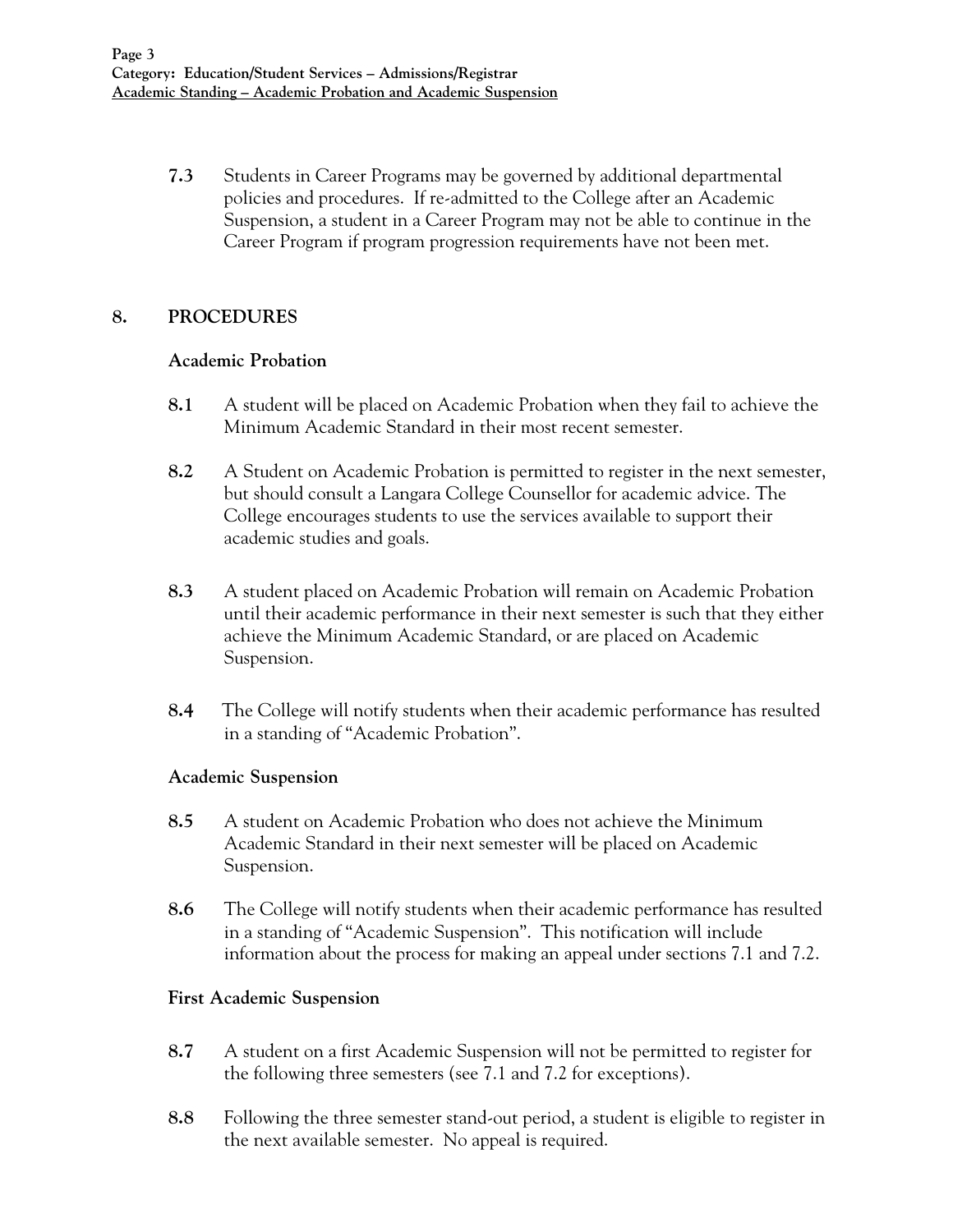**7.3** Students in Career Programs may be governed by additional departmental policies and procedures. If re-admitted to the College after an Academic Suspension, a student in a Career Program may not be able to continue in the Career Program if program progression requirements have not been met.

## 8. PROCEDURES

### Academic Probation

**8.1** A student will be placed on Academic Probation when they fail to achieve the Minimum Academic Standard in their most recent semester.

**8.2** A Student on Academic Probation is permitted to register in the next semester, but should consult a Langara College Counsellor for academic advice. The College encourages students to use the services available to support their academic studies and goals.

**8.3** A student placed on Academic Probation will remain on Academic Probation until their academic performance in their next semester is such that they either achieve the Minimum Academic Standard, or are placed on Academic Suspension.

**8.4** The College will notify students when their academic performance has resulted in a standing of "Academic Probation".

### Academic Suspension

**8.5** A student on Academic Probation who does not achieve the Minimum Academic Standard in their next semester will be placed on Academic Suspension.

**8.6** The College will notify students when their academic performance has resulted in a standing of "Academic Suspension". This notification will include information about the process for making an appeal under sections 7.1 and 7.2.

### First Academic Suspension

**8.7** A student on a first Academic Suspension will not be permitted to register for the following three semesters (see 7.1 and 7.2 for exceptions).

**8.8** Following the three semester stand-out period, a student is eligible to register in the next available semester. No appeal is required.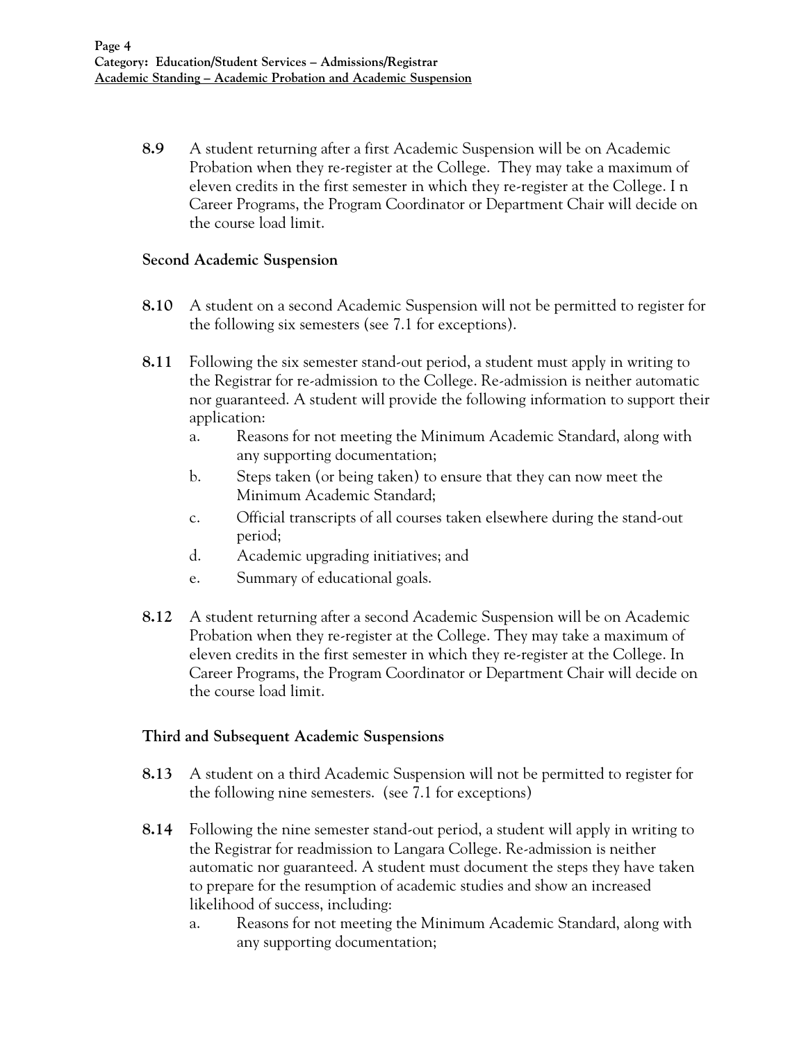**8.9** A student returning after a first Academic Suspension will be on Academic Probation when they re-register at the College. They may take a maximum of eleven credits in the first semester in which they re-register at the College. I n Career Programs, the Program Coordinator or Department Chair will decide on the course load limit.

### Second Academic Suspension

**8.10** A student on a second Academic Suspension will not be permitted to register for the following six semesters (see 7.1 for exceptions).

**8.11** Following the six semester stand-out period, a student must apply in writing to the Registrar for re-admission to the College. Re-admission is neither automatic nor guaranteed. A student will provide the following information to support their application:

a. Reasons for not meeting the Minimum Academic Standard, along with any supporting documentation;

b. Steps taken (or being taken) to ensure that they can now meet the Minimum Academic Standard;

c. Official transcripts of all courses taken elsewhere during the stand-out period;

d. Academic upgrading initiatives; and

e. Summary of educational goals.

**8.12** A student returning after a second Academic Suspension will be on Academic Probation when they re-register at the College. They may take a maximum of eleven credits in the first semester in which they re-register at the College. In Career Programs, the Program Coordinator or Department Chair will decide on the course load limit.

### Third and Subsequent Academic Suspensions

**8.13** A student on a third Academic Suspension will not be permitted to register for the following nine semesters. (see 7.1 for exceptions)

**8.14** Following the nine semester stand-out period, a student will apply in writing to the Registrar for readmission to Langara College. Re-admission is neither automatic nor guaranteed. A student must document the steps they have taken to prepare for the resumption of academic studies and show an increased likelihood of success, including:

a. Reasons for not meeting the Minimum Academic Standard, along with any supporting documentation;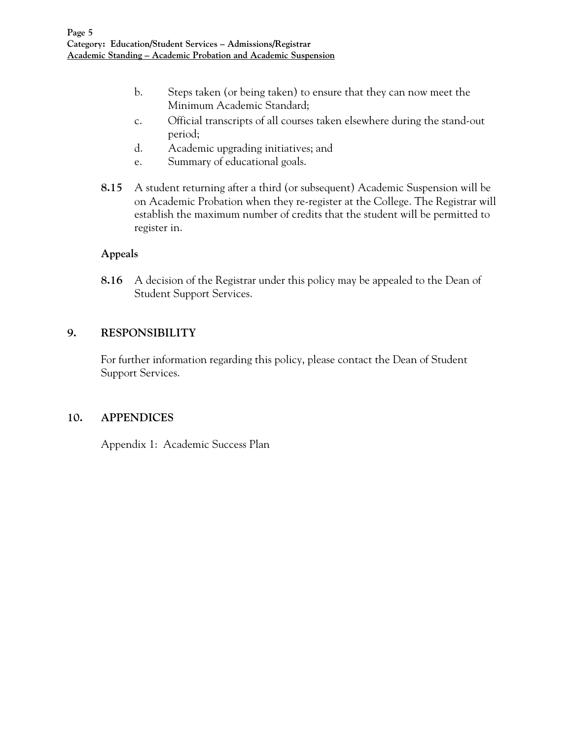b. Steps taken (or being taken) to ensure that they can now meet the Minimum Academic Standard;

c. Official transcripts of all courses taken elsewhere during the stand-out period;

d. Academic upgrading initiatives; and

e. Summary of educational goals.

**8.15** A student returning after a third (or subsequent) Academic Suspension will be on Academic Probation when they re-register at the College. The Registrar will establish the maximum number of credits that the student will be permitted to register in.

### Appeals

**8.16** A decision of the Registrar under this policy may be appealed to the Dean of Student Support Services.

## 9. RESPONSIBILITY

For further information regarding this policy, please contact the Dean of Student Support Services.

## 10. APPENDICES

Appendix 1: Academic Success Plan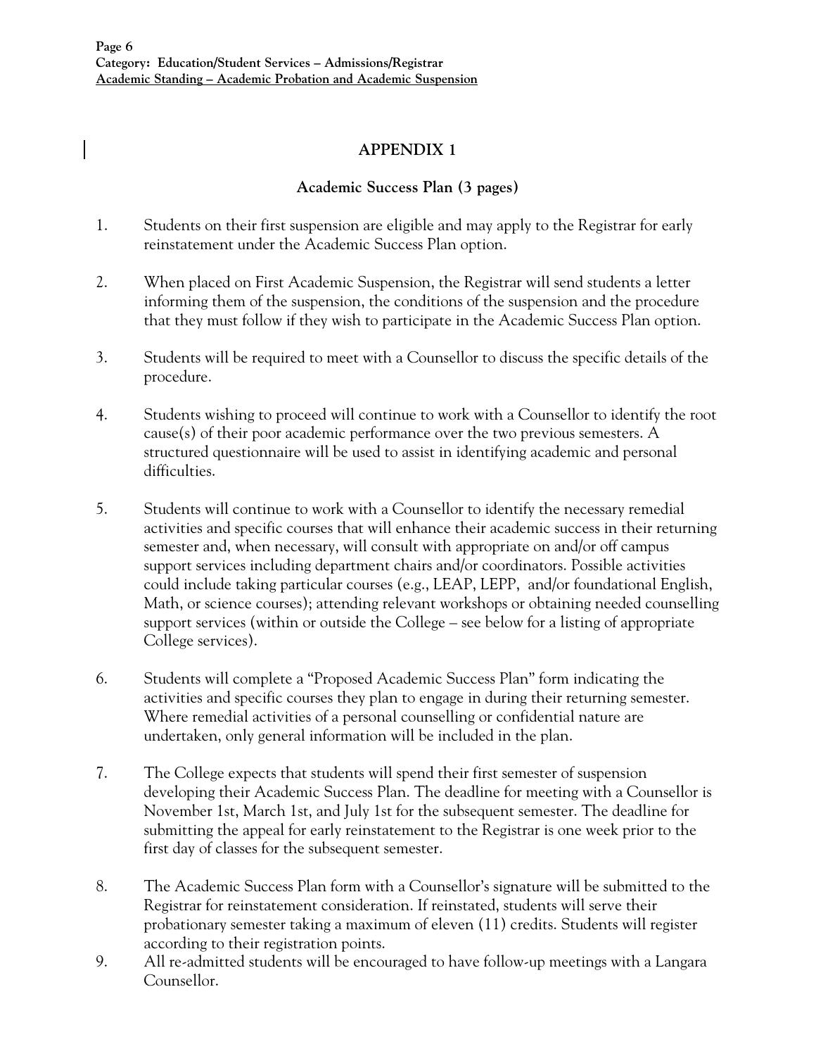# APPENDIX 1

## Academic Success Plan (3 pages)

1. Students on their first suspension are eligible and may apply to the Registrar for early reinstatement under the Academic Success Plan option.

2. When placed on First Academic Suspension, the Registrar will send students a letter informing them of the suspension, the conditions of the suspension and the procedure that they must follow if they wish to participate in the Academic Success Plan option.

3. Students will be required to meet with a Counsellor to discuss the specific details of the procedure.

4. Students wishing to proceed will continue to work with a Counsellor to identify the root cause(s) of their poor academic performance over the two previous semesters. A structured questionnaire will be used to assist in identifying academic and personal difficulties.

5. Students will continue to work with a Counsellor to identify the necessary remedial activities and specific courses that will enhance their academic success in their returning semester and, when necessary, will consult with appropriate on and/or off campus support services including department chairs and/or coordinators. Possible activities could include taking particular courses (e.g., LEAP, LEPP, and/or foundational English, Math, or science courses); attending relevant workshops or obtaining needed counselling support services (within or outside the College – see below for a listing of appropriate College services).

6. Students will complete a "Proposed Academic Success Plan" form indicating the activities and specific courses they plan to engage in during their returning semester. Where remedial activities of a personal counselling or confidential nature are undertaken, only general information will be included in the plan.

7. The College expects that students will spend their first semester of suspension developing their Academic Success Plan. The deadline for meeting with a Counsellor is November 1st, March 1st, and July 1st for the subsequent semester. The deadline for submitting the appeal for early reinstatement to the Registrar is one week prior to the first day of classes for the subsequent semester.

8. The Academic Success Plan form with a Counsellor's signature will be submitted to the Registrar for reinstatement consideration. If reinstated, students will serve their probationary semester taking a maximum of eleven (11) credits. Students will register according to their registration points.

9. All re-admitted students will be encouraged to have follow-up meetings with a Langara Counsellor.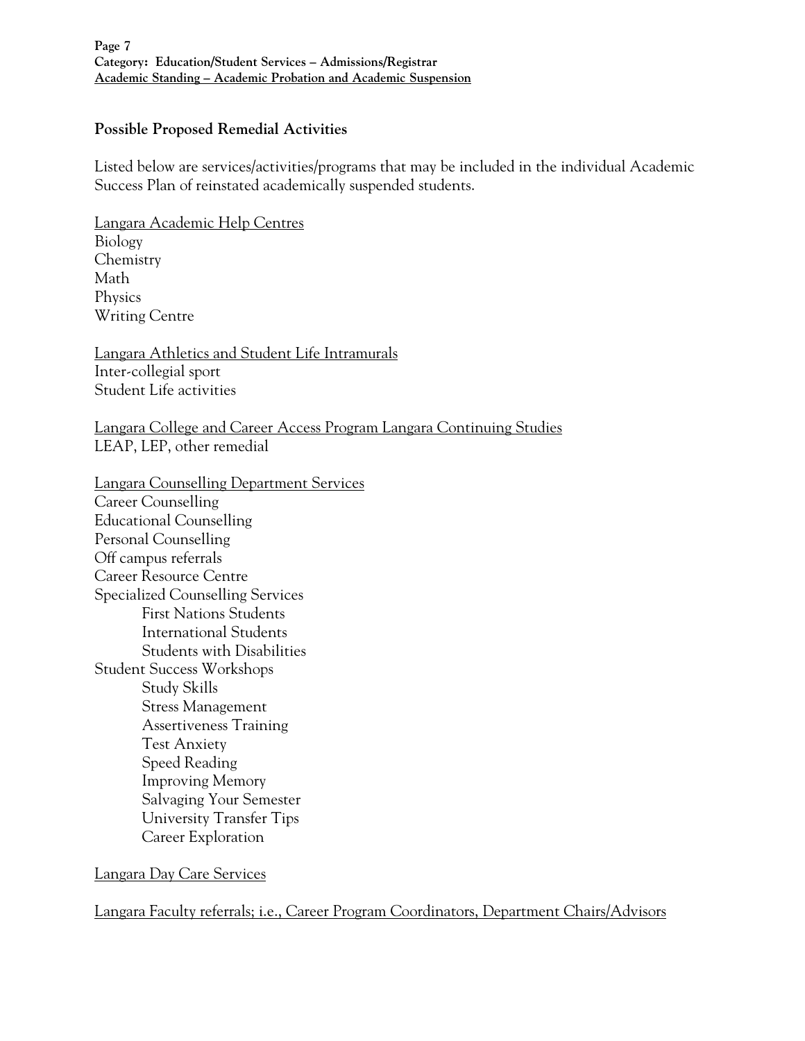## Possible Proposed Remedial Activities

Listed below are services/activities/programs that may be included in the individual Academic Success Plan of reinstated academically suspended students.

Langara Academic Help Centres
- Biology
- Chemistry
- Math
- Physics
- Writing Centre

Langara Athletics and Student Life Intramurals
- Inter-collegial sport
- Student Life activities

Langara College and Career Access Program Langara Continuing Studies
- LEAP, LEP, other remedial

Langara Counselling Department Services
- Career Counselling
- Educational Counselling
- Personal Counselling
- Off campus referrals
- Career Resource Centre
- Specialized Counselling Services
  - First Nations Students
  - International Students
  - Students with Disabilities
- Student Success Workshops
  - Study Skills
  - Stress Management
  - Assertiveness Training
  - Test Anxiety
  - Speed Reading
  - Improving Memory
  - Salvaging Your Semester
  - University Transfer Tips
  - Career Exploration

Langara Day Care Services

Langara Faculty referrals; i.e., Career Program Coordinators, Department Chairs/Advisors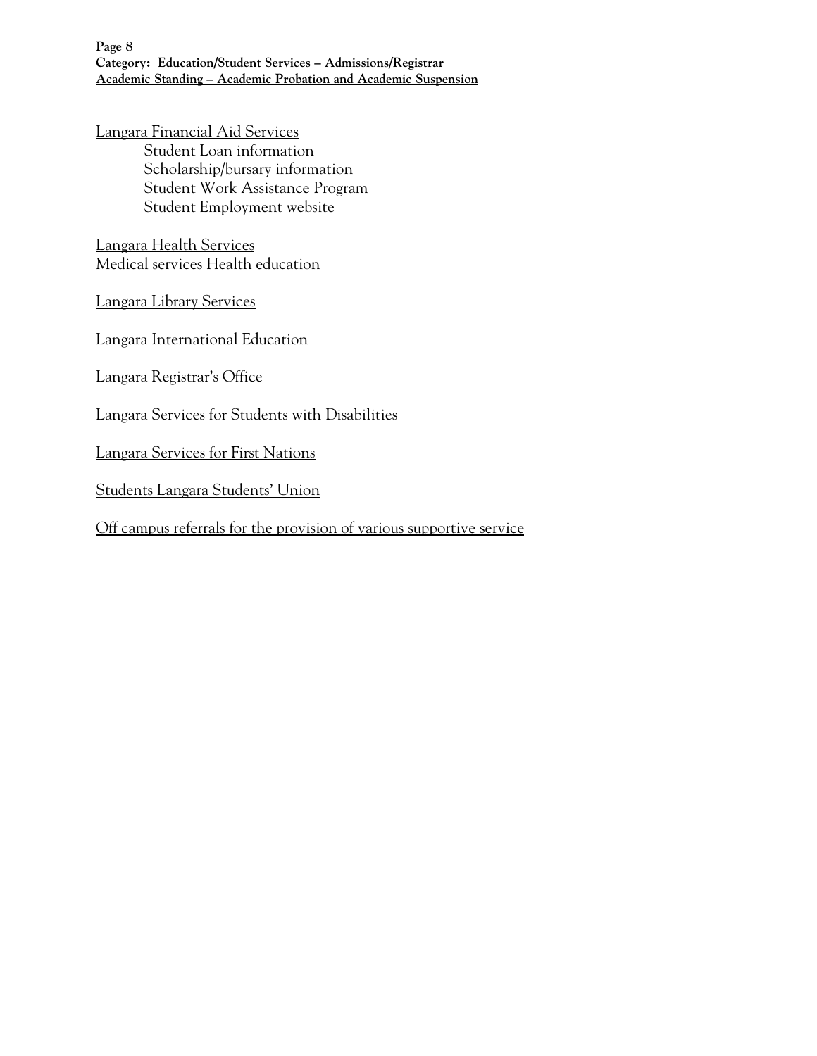Langara Financial Aid Services

- Student Loan information
- Scholarship/bursary information
- Student Work Assistance Program
- Student Employment website

Langara Health Services
Medical services Health education

Langara Library Services

Langara International Education

Langara Registrar's Office

Langara Services for Students with Disabilities

Langara Services for First Nations

Students Langara Students' Union

Off campus referrals for the provision of various supportive service